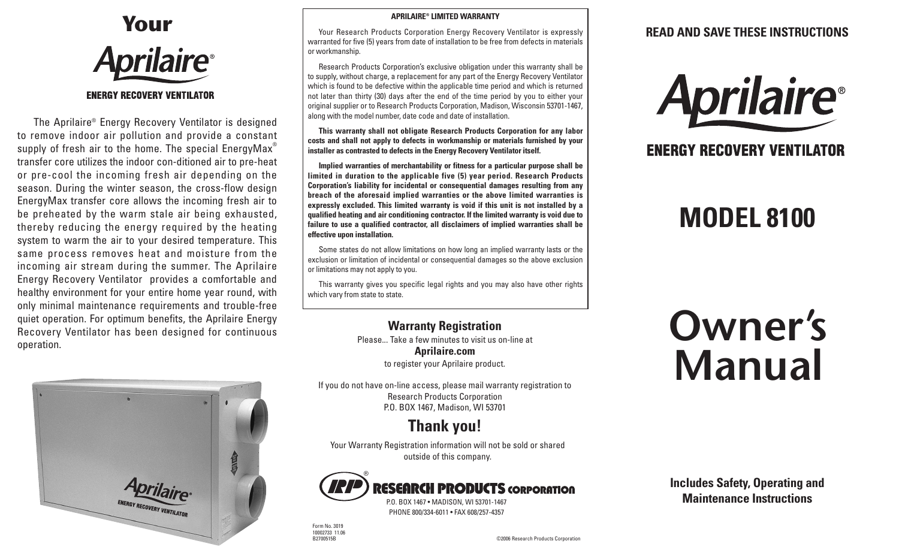# Your Aprilaire®

**ENERGY RECOVERY VENTILATOR**

The Aprilaire® Energy Recovery Ventilator is designed to remove indoor air pollution and provide a constant supply of fresh air to the home. The special EnergyMax® transfer core utilizes the indoor con-ditioned air to pre-heat or pre-cool the incoming fresh air depending on the season. During the winter season, the cross-flow design EnergyMax transfer core allows the incoming fresh air to be preheated by the warm stale air being exhausted, thereby reducing the energy required by the heating system to warm the air to your desired temperature. This same process removes heat and moisture from the incoming air stream during the summer. The Aprilaire Energy Recovery Ventilator provides a comfortable and healthy environment for your entire home year round, with only minimal maintenance requirements and trouble-free quiet operation. For optimum benefits, the Aprilaire Energy Recovery Ventilator has been designed for continuous operation.

**APRILAIRE® LIMITED WARRANTY**

Your Research Products Corporation Energy Recovery Ventilator is expressly warranted for five (5) years from date of installation to be free from defects in materials or workmanship.

Research Products Corporation's exclusive obligation under this warranty shall be to supply, without charge, a replacement for any part of the Energy Recovery Ventilator which is found to be defective within the applicable time period and which is returned not later than thirty (30) days after the end of the time period by you to either your original supplier or to Research Products Corporation, Madison, Wisconsin 53701-1467, along with the model number, date code and date of installation.

**This warranty shall not obligate Research Products Corporation for any labor costs and shall not apply to defects in workmanship or materials furnished by your installer as contrasted to defects in the Energy Recovery Ventilator itself.**

**Implied warranties of merchantability or fitness for a particular purpose shall be limited in duration to the applicable five (5) year period. Research Products Corporation's liability for incidental or consequential damages resulting from any breach of the aforesaid implied warranties or the above limited warranties is expressly excluded. This limited warranty is void if this unit is not installed by a qualified heating and air conditioning contractor. If the limited warranty is void due to failure to use a qualified contractor, all disclaimers of implied warranties shall be effective upon installation.**

Some states do not allow limitations on how long an implied warranty lasts or the exclusion or limitation of incidental or consequential damages so the above exclusion or limitations may not apply to you.

This warranty gives you specific legal rights and you may also have other rights which vary from state to state.

## Warranty Registration

Please... Take a few minutes to visit us on-line at
**Aprilaire.com**
to register your Aprilaire product.

If you do not have on-line access, please mail warranty registration to
Research Products Corporation
P.O. BOX 1467, Madison, WI 53701

## Thank you!

Your Warranty Registration information will not be sold or shared outside of this company.

RESEARCH PRODUCTS CORPORATION
P.O. BOX 1467 • MADISON, WI 53701-1467
PHONE 800/334-6011 • FAX 608/257-4357

Form No. 3019
10002733 11.06
B2700515B

©2006 Research Products Corporation

**READ AND SAVE THESE INSTRUCTIONS**

# Aprilaire®

**ENERGY RECOVERY VENTILATOR**

# MODEL 8100

# Owner's Manual

**Includes Safety, Operating and Maintenance Instructions**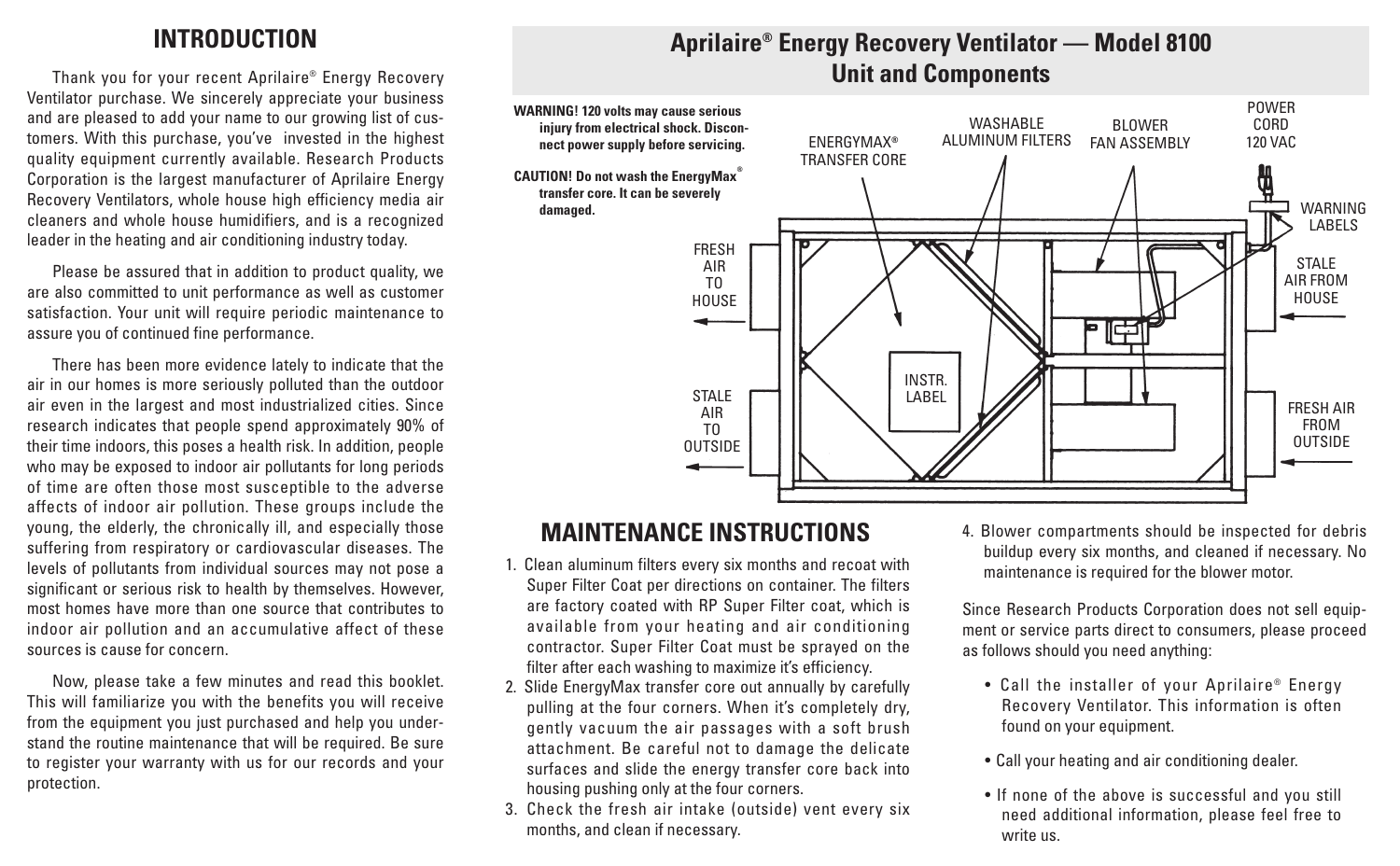## INTRODUCTION

Thank you for your recent Aprilaire® Energy Recovery Ventilator purchase. We sincerely appreciate your business and are pleased to add your name to our growing list of customers. With this purchase, you've invested in the highest quality equipment currently available. Research Products Corporation is the largest manufacturer of Aprilaire Energy Recovery Ventilators, whole house high efficiency media air cleaners and whole house humidifiers, and is a recognized leader in the heating and air conditioning industry today.

Please be assured that in addition to product quality, we are also committed to unit performance as well as customer satisfaction. Your unit will require periodic maintenance to assure you of continued fine performance.

There has been more evidence lately to indicate that the air in our homes is more seriously polluted than the outdoor air even in the largest and most industrialized cities. Since research indicates that people spend approximately 90% of their time indoors, this poses a health risk. In addition, people who may be exposed to indoor air pollutants for long periods of time are often those most susceptible to the adverse affects of indoor air pollution. These groups include the young, the elderly, the chronically ill, and especially those suffering from respiratory or cardiovascular diseases. The levels of pollutants from individual sources may not pose a significant or serious risk to health by themselves. However, most homes have more than one source that contributes to indoor air pollution and an accumulative affect of these sources is cause for concern.

Now, please take a few minutes and read this booklet. This will familiarize you with the benefits you will receive from the equipment you just purchased and help you understand the routine maintenance that will be required. Be sure to register your warranty with us for our records and your protection.

## Aprilaire® Energy Recovery Ventilator — Model 8100 Unit and Components

**WARNING! 120 volts may cause serious injury from electrical shock. Disconnect power supply before servicing.**

**CAUTION! Do not wash the EnergyMax® transfer core. It can be severely damaged.**

ENERGYMAX® TRANSFER CORE

WASHABLE ALUMINUM FILTERS

BLOWER FAN ASSEMBLY

POWER CORD 120 VAC

WARNING LABELS

FRESH AIR TO HOUSE

STALE AIR FROM HOUSE

INSTR. LABEL

STALE AIR TO OUTSIDE

FRESH AIR FROM OUTSIDE

## MAINTENANCE INSTRUCTIONS

1. Clean aluminum filters every six months and recoat with Super Filter Coat per directions on container. The filters are factory coated with RP Super Filter coat, which is available from your heating and air conditioning contractor. Super Filter Coat must be sprayed on the filter after each washing to maximize it's efficiency.
2. Slide EnergyMax transfer core out annually by carefully pulling at the four corners. When it's completely dry, gently vacuum the air passages with a soft brush attachment. Be careful not to damage the delicate surfaces and slide the energy transfer core back into housing pushing only at the four corners.
3. Check the fresh air intake (outside) vent every six months, and clean if necessary.
4. Blower compartments should be inspected for debris buildup every six months, and cleaned if necessary. No maintenance is required for the blower motor.

Since Research Products Corporation does not sell equipment or service parts direct to consumers, please proceed as follows should you need anything:

- Call the installer of your Aprilaire® Energy Recovery Ventilator. This information is often found on your equipment.
- Call your heating and air conditioning dealer.
- If none of the above is successful and you still need additional information, please feel free to write us.